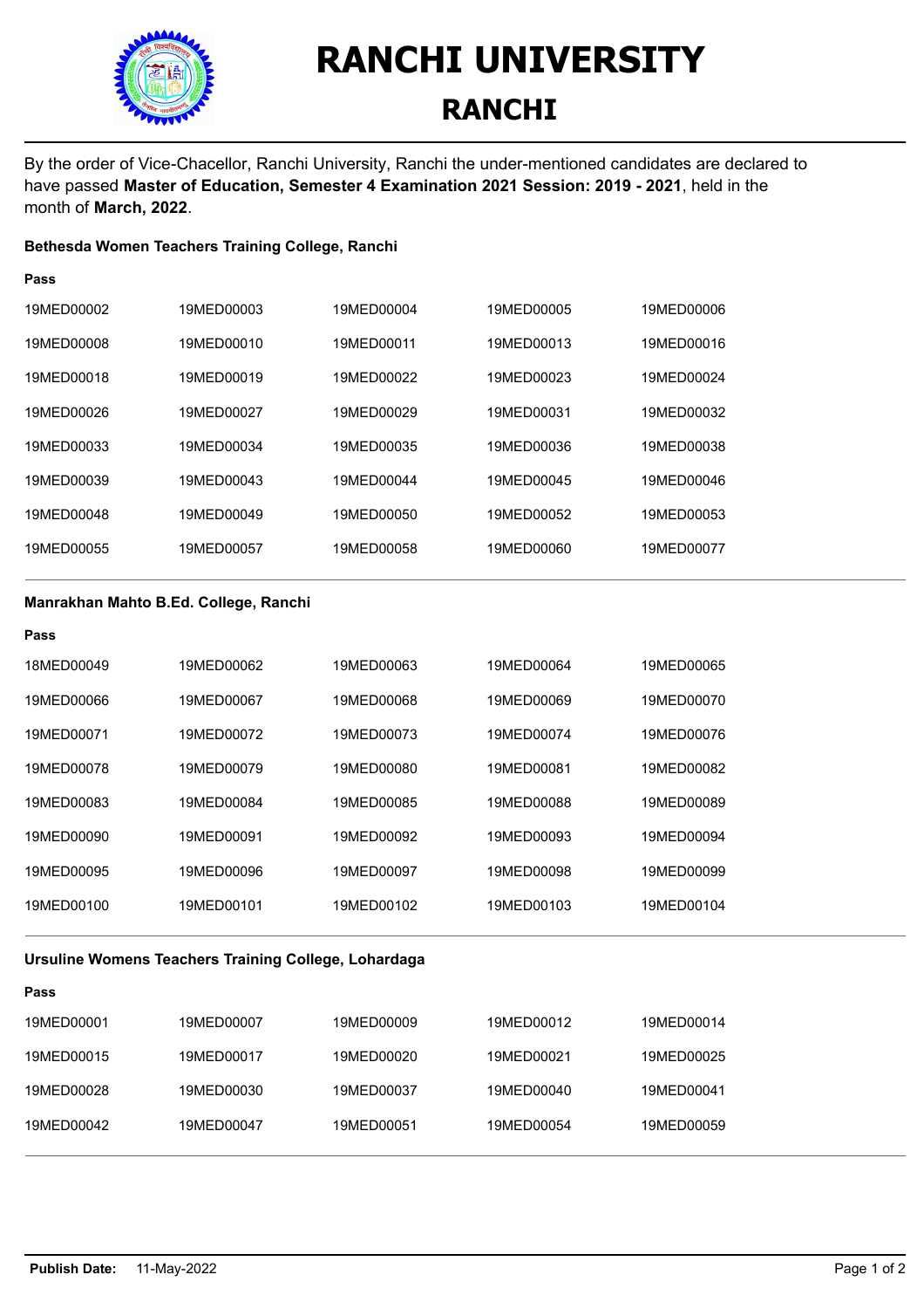# RANCHI UNIVERSITY

## RANCHI

By the order of Vice-Chacellor, Ranchi University, Ranchi the under-mentioned candidates are declared to have passed **Master of Education, Semester 4 Examination 2021 Session: 2019 - 2021**, held in the month of **March, 2022**.

**Bethesda Women Teachers Training College, Ranchi**

**Pass**

| | | | | |
|---|---|---|---|---|
| 19MED00002 | 19MED00003 | 19MED00004 | 19MED00005 | 19MED00006 |
| 19MED00008 | 19MED00010 | 19MED00011 | 19MED00013 | 19MED00016 |
| 19MED00018 | 19MED00019 | 19MED00022 | 19MED00023 | 19MED00024 |
| 19MED00026 | 19MED00027 | 19MED00029 | 19MED00031 | 19MED00032 |
| 19MED00033 | 19MED00034 | 19MED00035 | 19MED00036 | 19MED00038 |
| 19MED00039 | 19MED00043 | 19MED00044 | 19MED00045 | 19MED00046 |
| 19MED00048 | 19MED00049 | 19MED00050 | 19MED00052 | 19MED00053 |
| 19MED00055 | 19MED00057 | 19MED00058 | 19MED00060 | 19MED00077 |

**Manrakhan Mahto B.Ed. College, Ranchi**

**Pass**

| | | | | |
|---|---|---|---|---|
| 18MED00049 | 19MED00062 | 19MED00063 | 19MED00064 | 19MED00065 |
| 19MED00066 | 19MED00067 | 19MED00068 | 19MED00069 | 19MED00070 |
| 19MED00071 | 19MED00072 | 19MED00073 | 19MED00074 | 19MED00076 |
| 19MED00078 | 19MED00079 | 19MED00080 | 19MED00081 | 19MED00082 |
| 19MED00083 | 19MED00084 | 19MED00085 | 19MED00088 | 19MED00089 |
| 19MED00090 | 19MED00091 | 19MED00092 | 19MED00093 | 19MED00094 |
| 19MED00095 | 19MED00096 | 19MED00097 | 19MED00098 | 19MED00099 |
| 19MED00100 | 19MED00101 | 19MED00102 | 19MED00103 | 19MED00104 |

**Ursuline Womens Teachers Training College, Lohardaga**

**Pass**

| | | | | |
|---|---|---|---|---|
| 19MED00001 | 19MED00007 | 19MED00009 | 19MED00012 | 19MED00014 |
| 19MED00015 | 19MED00017 | 19MED00020 | 19MED00021 | 19MED00025 |
| 19MED00028 | 19MED00030 | 19MED00037 | 19MED00040 | 19MED00041 |
| 19MED00042 | 19MED00047 | 19MED00051 | 19MED00054 | 19MED00059 |

**Publish Date:** 11-May-2022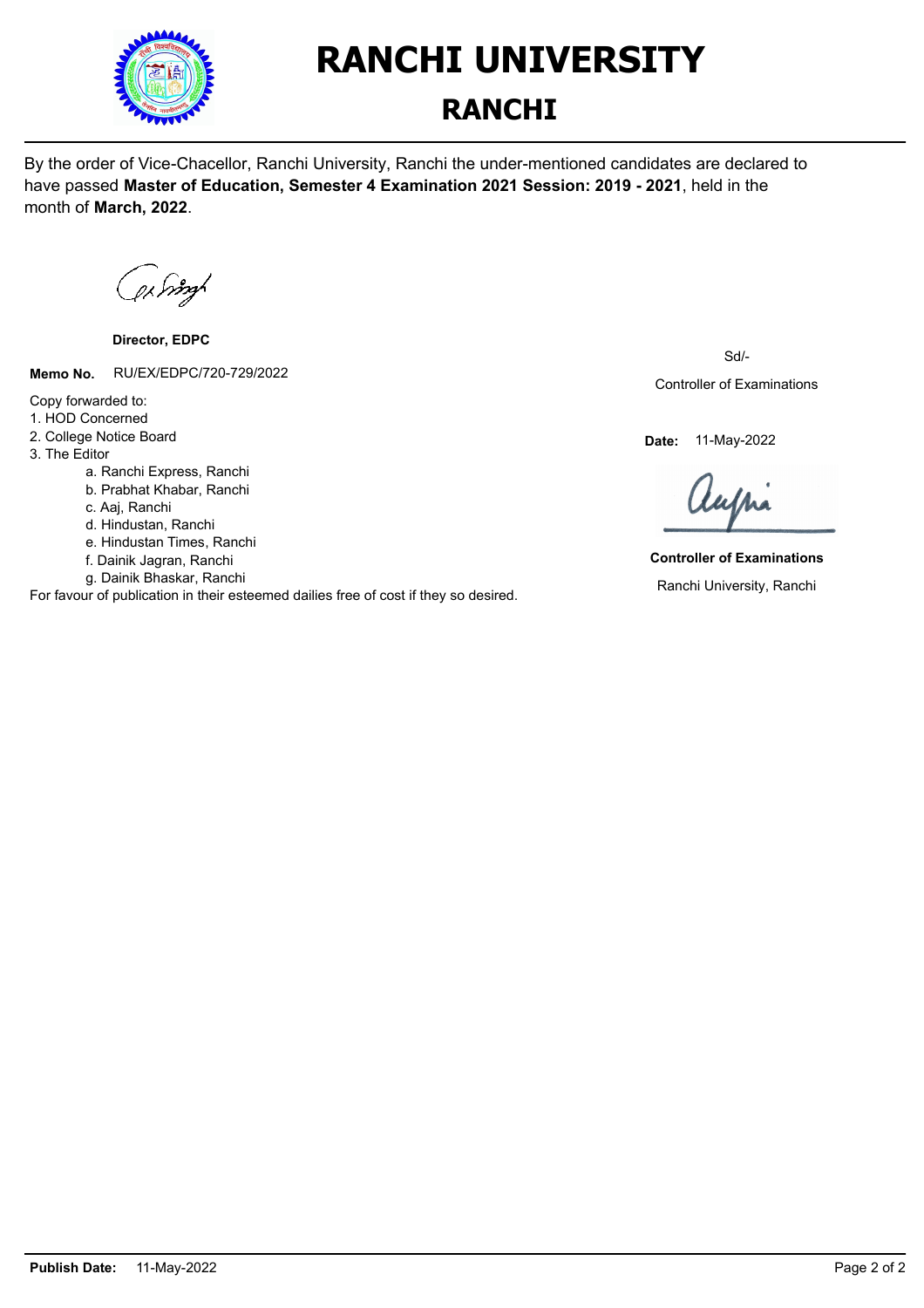# RANCHI UNIVERSITY

## RANCHI

By the order of Vice-Chacellor, Ranchi University, Ranchi the under-mentioned candidates are declared to have passed **Master of Education, Semester 4 Examination 2021 Session: 2019 - 2021**, held in the month of **March, 2022**.

**Director, EDPC**

Sd/-

Controller of Examinations

**Memo No.** RU/EX/EDPC/720-729/2022

**Date:** 11-May-2022

Copy forwarded to:

1. HOD Concerned
2. College Notice Board
3. The Editor
   - a. Ranchi Express, Ranchi
   - b. Prabhat Khabar, Ranchi
   - c. Aaj, Ranchi
   - d. Hindustan, Ranchi
   - e. Hindustan Times, Ranchi
   - f. Dainik Jagran, Ranchi
   - g. Dainik Bhaskar, Ranchi

For favour of publication in their esteemed dailies free of cost if they so desired.

**Controller of Examinations**

Ranchi University, Ranchi

**Publish Date:** 11-May-2022